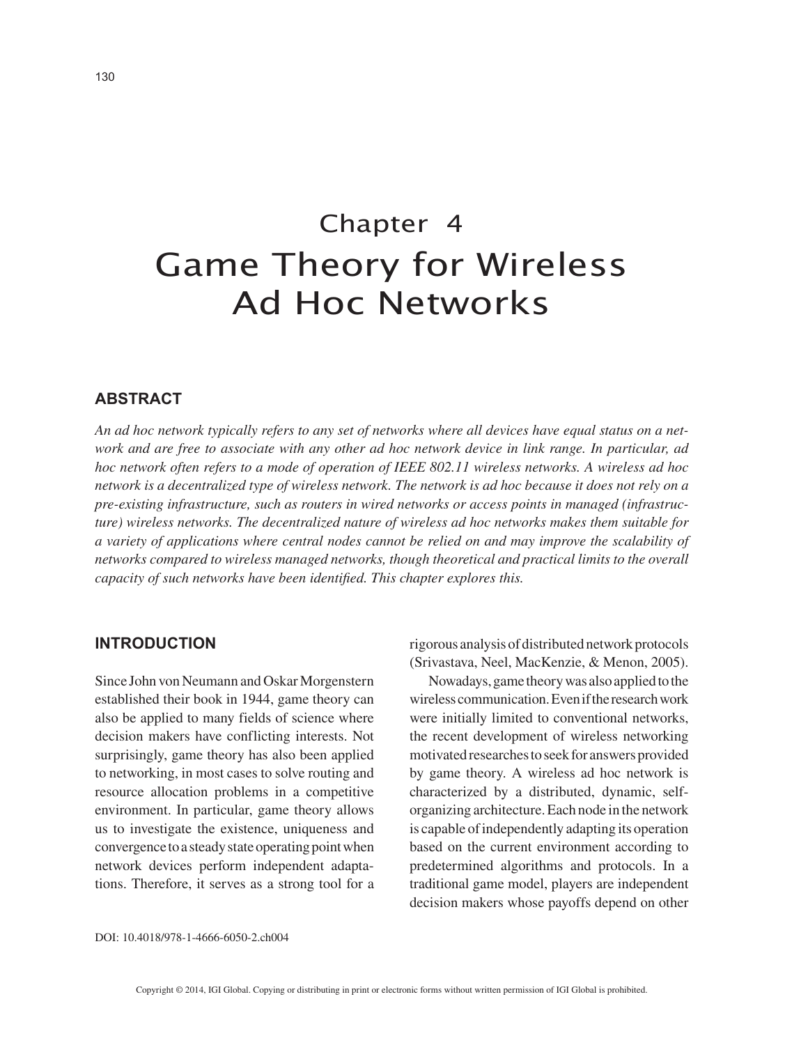# Chapter 4
# Game Theory for Wireless Ad Hoc Networks

## ABSTRACT

*An ad hoc network typically refers to any set of networks where all devices have equal status on a network and are free to associate with any other ad hoc network device in link range. In particular, ad hoc network often refers to a mode of operation of IEEE 802.11 wireless networks. A wireless ad hoc network is a decentralized type of wireless network. The network is ad hoc because it does not rely on a pre-existing infrastructure, such as routers in wired networks or access points in managed (infrastructure) wireless networks. The decentralized nature of wireless ad hoc networks makes them suitable for a variety of applications where central nodes cannot be relied on and may improve the scalability of networks compared to wireless managed networks, though theoretical and practical limits to the overall capacity of such networks have been identified. This chapter explores this.*

## INTRODUCTION

Since John von Neumann and Oskar Morgenstern established their book in 1944, game theory can also be applied to many fields of science where decision makers have conflicting interests. Not surprisingly, game theory has also been applied to networking, in most cases to solve routing and resource allocation problems in a competitive environment. In particular, game theory allows us to investigate the existence, uniqueness and convergence to a steady state operating point when network devices perform independent adaptations. Therefore, it serves as a strong tool for a rigorous analysis of distributed network protocols (Srivastava, Neel, MacKenzie, & Menon, 2005).

Nowadays, game theory was also applied to the wireless communication. Even if the research work were initially limited to conventional networks, the recent development of wireless networking motivated researches to seek for answers provided by game theory. A wireless ad hoc network is characterized by a distributed, dynamic, self-organizing architecture. Each node in the network is capable of independently adapting its operation based on the current environment according to predetermined algorithms and protocols. In a traditional game model, players are independent decision makers whose payoffs depend on other

DOI: 10.4018/978-1-4666-6050-2.ch004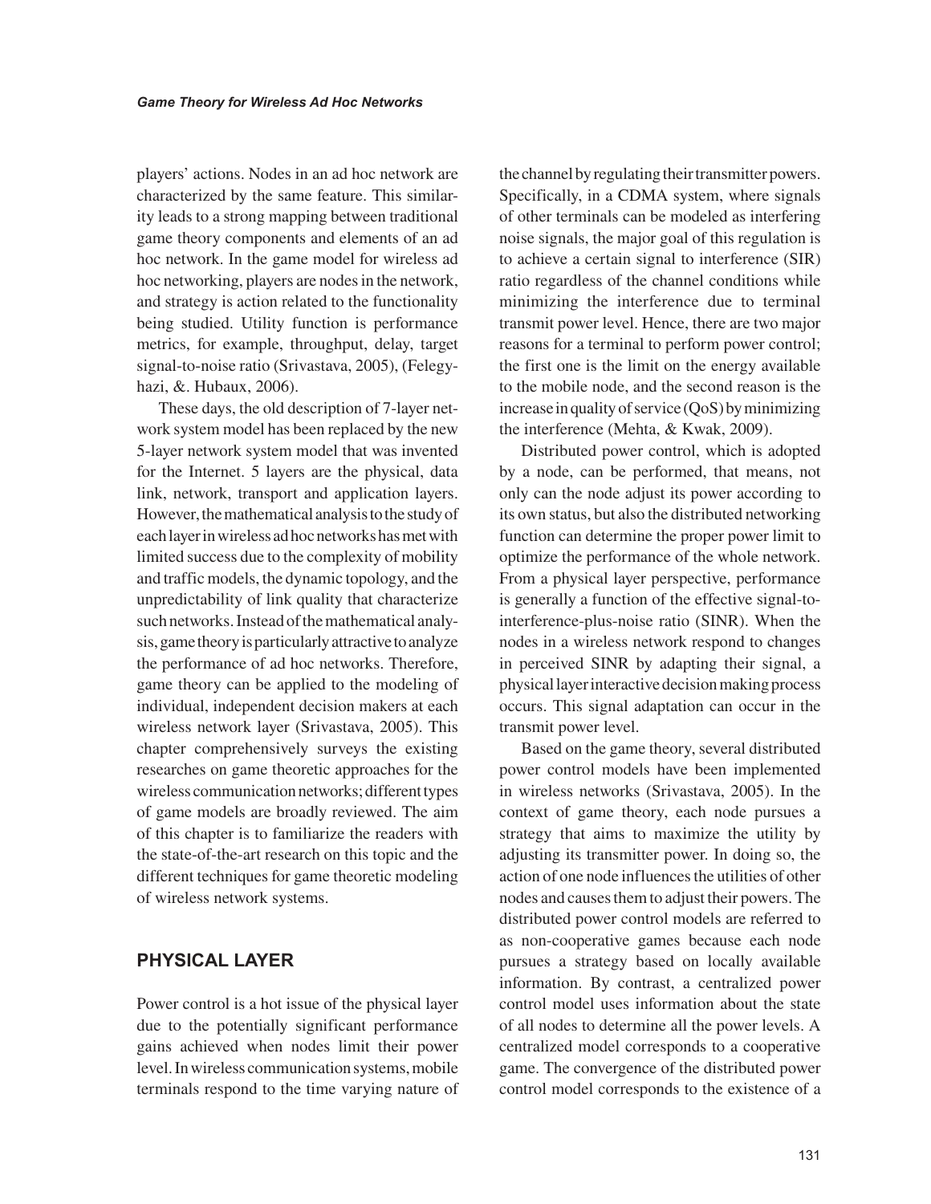players' actions. Nodes in an ad hoc network are characterized by the same feature. This similarity leads to a strong mapping between traditional game theory components and elements of an ad hoc network. In the game model for wireless ad hoc networking, players are nodes in the network, and strategy is action related to the functionality being studied. Utility function is performance metrics, for example, throughput, delay, target signal-to-noise ratio (Srivastava, 2005), (Felegyhazi, &. Hubaux, 2006).

These days, the old description of 7-layer network system model has been replaced by the new 5-layer network system model that was invented for the Internet. 5 layers are the physical, data link, network, transport and application layers. However, the mathematical analysis to the study of each layer in wireless ad hoc networks has met with limited success due to the complexity of mobility and traffic models, the dynamic topology, and the unpredictability of link quality that characterize such networks. Instead of the mathematical analysis, game theory is particularly attractive to analyze the performance of ad hoc networks. Therefore, game theory can be applied to the modeling of individual, independent decision makers at each wireless network layer (Srivastava, 2005). This chapter comprehensively surveys the existing researches on game theoretic approaches for the wireless communication networks; different types of game models are broadly reviewed. The aim of this chapter is to familiarize the readers with the state-of-the-art research on this topic and the different techniques for game theoretic modeling of wireless network systems.

## PHYSICAL LAYER

Power control is a hot issue of the physical layer due to the potentially significant performance gains achieved when nodes limit their power level. In wireless communication systems, mobile terminals respond to the time varying nature of the channel by regulating their transmitter powers. Specifically, in a CDMA system, where signals of other terminals can be modeled as interfering noise signals, the major goal of this regulation is to achieve a certain signal to interference (SIR) ratio regardless of the channel conditions while minimizing the interference due to terminal transmit power level. Hence, there are two major reasons for a terminal to perform power control; the first one is the limit on the energy available to the mobile node, and the second reason is the increase in quality of service (QoS) by minimizing the interference (Mehta, & Kwak, 2009).

Distributed power control, which is adopted by a node, can be performed, that means, not only can the node adjust its power according to its own status, but also the distributed networking function can determine the proper power limit to optimize the performance of the whole network. From a physical layer perspective, performance is generally a function of the effective signal-to-interference-plus-noise ratio (SINR). When the nodes in a wireless network respond to changes in perceived SINR by adapting their signal, a physical layer interactive decision making process occurs. This signal adaptation can occur in the transmit power level.

Based on the game theory, several distributed power control models have been implemented in wireless networks (Srivastava, 2005). In the context of game theory, each node pursues a strategy that aims to maximize the utility by adjusting its transmitter power. In doing so, the action of one node influences the utilities of other nodes and causes them to adjust their powers. The distributed power control models are referred to as non-cooperative games because each node pursues a strategy based on locally available information. By contrast, a centralized power control model uses information about the state of all nodes to determine all the power levels. A centralized model corresponds to a cooperative game. The convergence of the distributed power control model corresponds to the existence of a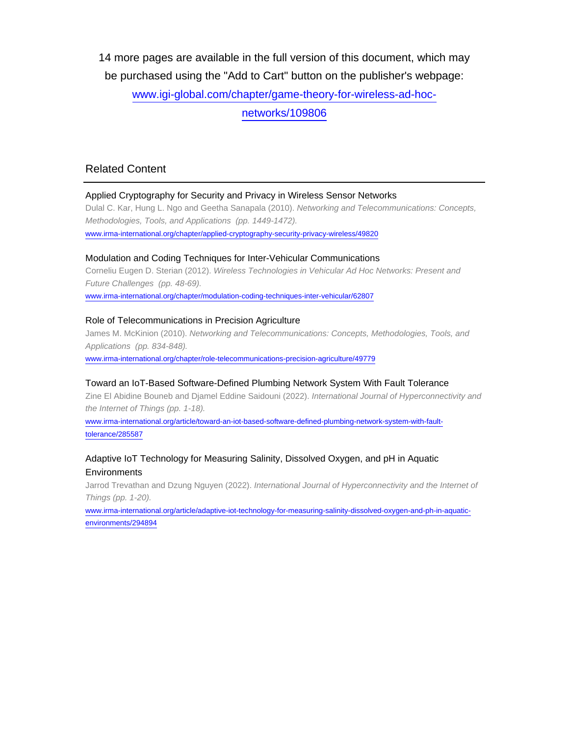14 more pages are available in the full version of this document, which may be purchased using the "Add to Cart" button on the publisher's webpage: www.igi-global.com/chapter/game-theory-for-wireless-ad-hoc-networks/109806

## Related Content

### Applied Cryptography for Security and Privacy in Wireless Sensor Networks

Dulal C. Kar, Hung L. Ngo and Geetha Sanapala (2010). *Networking and Telecommunications: Concepts, Methodologies, Tools, and Applications (pp. 1449-1472).*

www.irma-international.org/chapter/applied-cryptography-security-privacy-wireless/49820

### Modulation and Coding Techniques for Inter-Vehicular Communications

Corneliu Eugen D. Sterian (2012). *Wireless Technologies in Vehicular Ad Hoc Networks: Present and Future Challenges (pp. 48-69).*

www.irma-international.org/chapter/modulation-coding-techniques-inter-vehicular/62807

### Role of Telecommunications in Precision Agriculture

James M. McKinion (2010). *Networking and Telecommunications: Concepts, Methodologies, Tools, and Applications (pp. 834-848).*

www.irma-international.org/chapter/role-telecommunications-precision-agriculture/49779

### Toward an IoT-Based Software-Defined Plumbing Network System With Fault Tolerance

Zine El Abidine Bouneb and Djamel Eddine Saidouni (2022). *International Journal of Hyperconnectivity and the Internet of Things (pp. 1-18).*

www.irma-international.org/article/toward-an-iot-based-software-defined-plumbing-network-system-with-fault-tolerance/285587

### Adaptive IoT Technology for Measuring Salinity, Dissolved Oxygen, and pH in Aquatic Environments

Jarrod Trevathan and Dzung Nguyen (2022). *International Journal of Hyperconnectivity and the Internet of Things (pp. 1-20).*

www.irma-international.org/article/adaptive-iot-technology-for-measuring-salinity-dissolved-oxygen-and-ph-in-aquatic-environments/294894